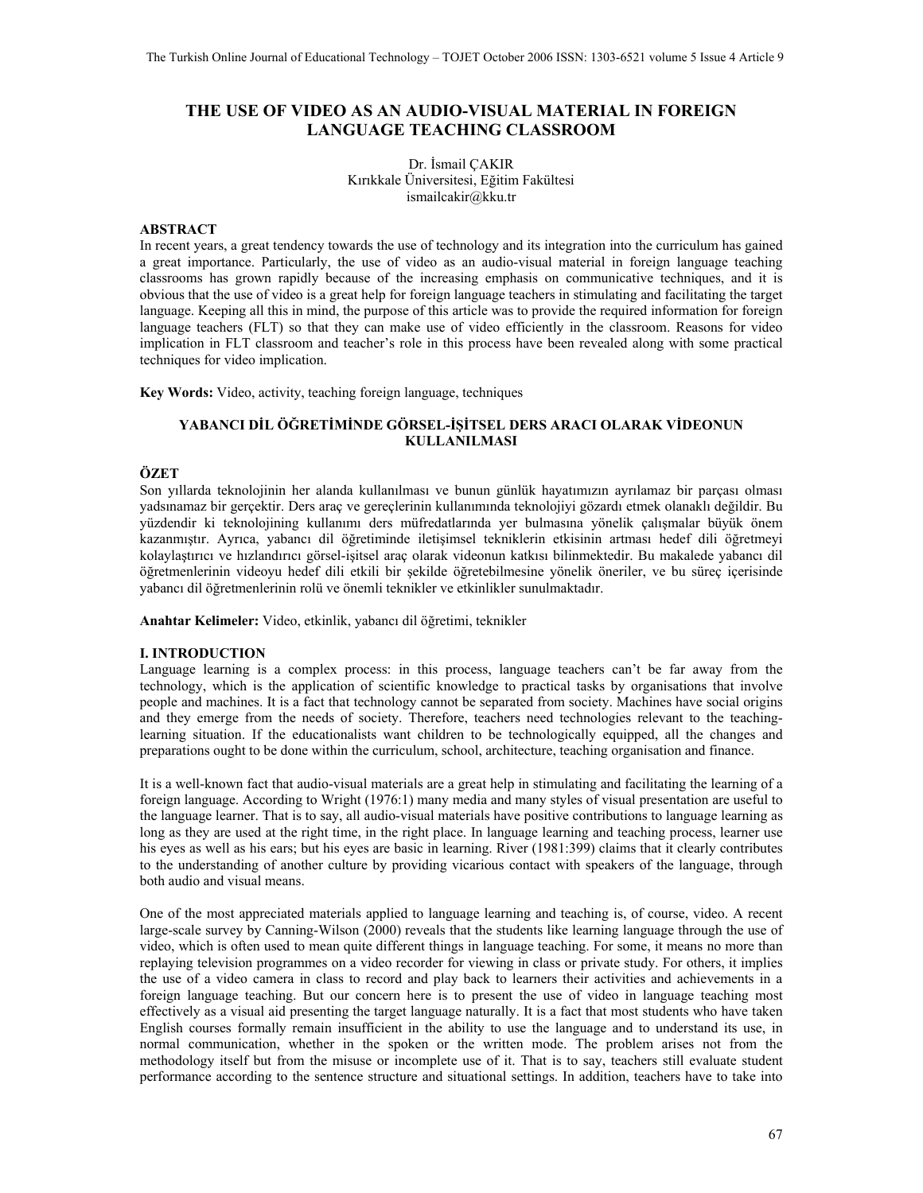# THE USE OF VIDEO AS AN AUDIO-VISUAL MATERIAL IN FOREIGN LANGUAGE TEACHING CLASSROOM

Dr. İsmail ÇAKIR
Kırıkkale Üniversitesi, Eğitim Fakültesi
ismailcakir@kku.tr

## ABSTRACT

In recent years, a great tendency towards the use of technology and its integration into the curriculum has gained a great importance. Particularly, the use of video as an audio-visual material in foreign language teaching classrooms has grown rapidly because of the increasing emphasis on communicative techniques, and it is obvious that the use of video is a great help for foreign language teachers in stimulating and facilitating the target language. Keeping all this in mind, the purpose of this article was to provide the required information for foreign language teachers (FLT) so that they can make use of video efficiently in the classroom. Reasons for video implication in FLT classroom and teacher's role in this process have been revealed along with some practical techniques for video implication.

**Key Words:** Video, activity, teaching foreign language, techniques

## YABANCI DİL ÖĞRETİMİNDE GÖRSEL-İŞİTSEL DERS ARACI OLARAK VİDEONUN KULLANILMASI

## ÖZET

Son yıllarda teknolojinin her alanda kullanılması ve bunun günlük hayatımızın ayrılamaz bir parçası olması yadsınamaz bir gerçektir. Ders araç ve gereçlerinin kullanımında teknolojiyi gözardı etmek olanaklı değildir. Bu yüzdendir ki teknolojining kullanımı ders müfredatlarında yer bulmasına yönelik çalışmalar büyük önem kazanmıştır. Ayrıca, yabancı dil öğretiminde iletişimsel tekniklerin etkisinin artması hedef dili öğretmeyi kolaylaştırıcı ve hızlandırıcı görsel-işitsel araç olarak videonun katkısı bilinmektedir. Bu makalede yabancı dil öğretmenlerinin videoyu hedef dili etkili bir şekilde öğretebilmesine yönelik öneriler, ve bu süreç içerisinde yabancı dil öğretmenlerinin rolü ve önemli teknikler ve etkinlikler sunulmaktadır.

**Anahtar Kelimeler:** Video, etkinlik, yabancı dil öğretimi, teknikler

## I. INTRODUCTION

Language learning is a complex process: in this process, language teachers can't be far away from the technology, which is the application of scientific knowledge to practical tasks by organisations that involve people and machines. It is a fact that technology cannot be separated from society. Machines have social origins and they emerge from the needs of society. Therefore, teachers need technologies relevant to the teaching-learning situation. If the educationalists want children to be technologically equipped, all the changes and preparations ought to be done within the curriculum, school, architecture, teaching organisation and finance.

It is a well-known fact that audio-visual materials are a great help in stimulating and facilitating the learning of a foreign language. According to Wright (1976:1) many media and many styles of visual presentation are useful to the language learner. That is to say, all audio-visual materials have positive contributions to language learning as long as they are used at the right time, in the right place. In language learning and teaching process, learner use his eyes as well as his ears; but his eyes are basic in learning. River (1981:399) claims that it clearly contributes to the understanding of another culture by providing vicarious contact with speakers of the language, through both audio and visual means.

One of the most appreciated materials applied to language learning and teaching is, of course, video. A recent large-scale survey by Canning-Wilson (2000) reveals that the students like learning language through the use of video, which is often used to mean quite different things in language teaching. For some, it means no more than replaying television programmes on a video recorder for viewing in class or private study. For others, it implies the use of a video camera in class to record and play back to learners their activities and achievements in a foreign language teaching. But our concern here is to present the use of video in language teaching most effectively as a visual aid presenting the target language naturally. It is a fact that most students who have taken English courses formally remain insufficient in the ability to use the language and to understand its use, in normal communication, whether in the spoken or the written mode. The problem arises not from the methodology itself but from the misuse or incomplete use of it. That is to say, teachers still evaluate student performance according to the sentence structure and situational settings. In addition, teachers have to take into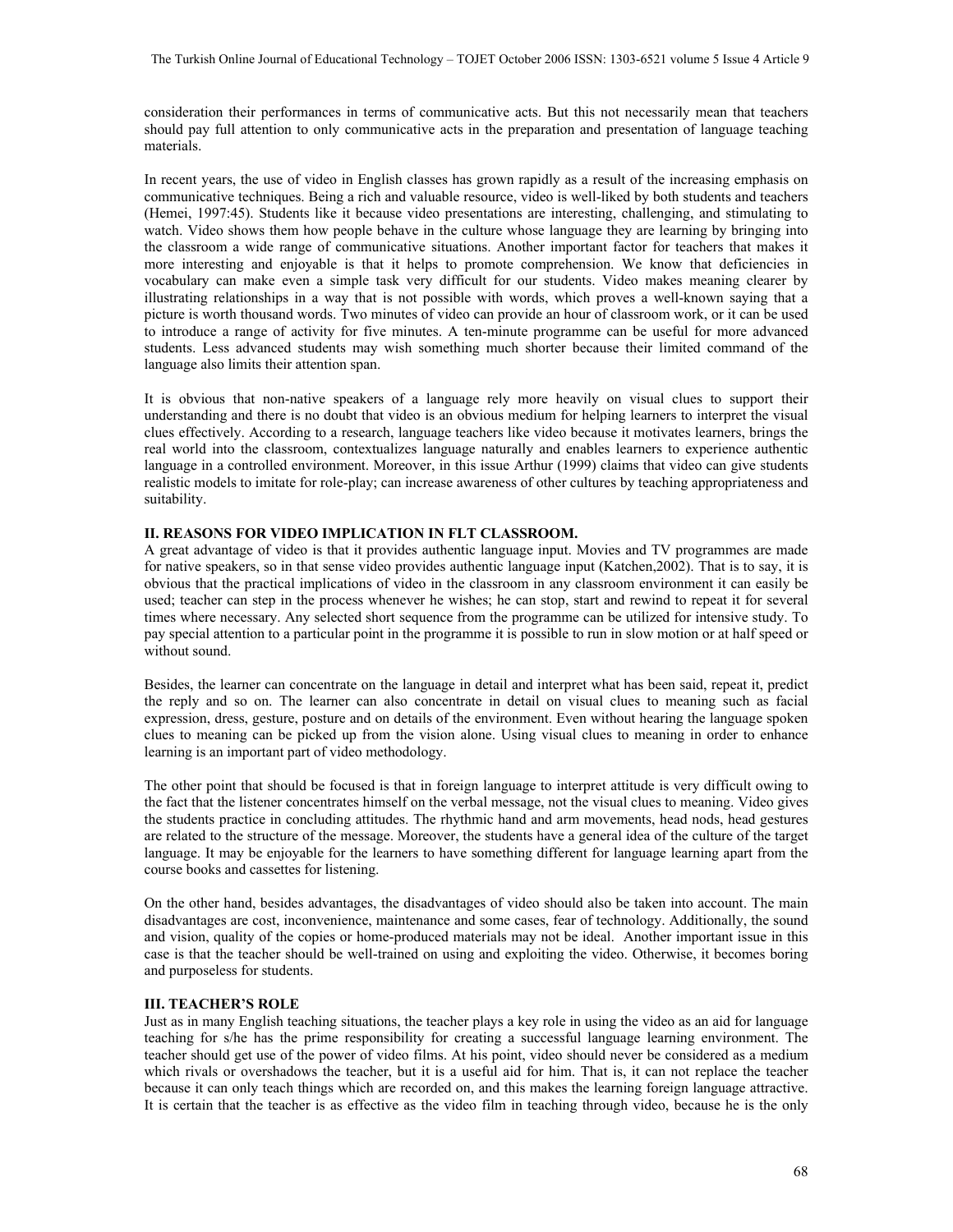consideration their performances in terms of communicative acts. But this not necessarily mean that teachers should pay full attention to only communicative acts in the preparation and presentation of language teaching materials.

In recent years, the use of video in English classes has grown rapidly as a result of the increasing emphasis on communicative techniques. Being a rich and valuable resource, video is well-liked by both students and teachers (Hemei, 1997:45). Students like it because video presentations are interesting, challenging, and stimulating to watch. Video shows them how people behave in the culture whose language they are learning by bringing into the classroom a wide range of communicative situations. Another important factor for teachers that makes it more interesting and enjoyable is that it helps to promote comprehension. We know that deficiencies in vocabulary can make even a simple task very difficult for our students. Video makes meaning clearer by illustrating relationships in a way that is not possible with words, which proves a well-known saying that a picture is worth thousand words. Two minutes of video can provide an hour of classroom work, or it can be used to introduce a range of activity for five minutes. A ten-minute programme can be useful for more advanced students. Less advanced students may wish something much shorter because their limited command of the language also limits their attention span.

It is obvious that non-native speakers of a language rely more heavily on visual clues to support their understanding and there is no doubt that video is an obvious medium for helping learners to interpret the visual clues effectively. According to a research, language teachers like video because it motivates learners, brings the real world into the classroom, contextualizes language naturally and enables learners to experience authentic language in a controlled environment. Moreover, in this issue Arthur (1999) claims that video can give students realistic models to imitate for role-play; can increase awareness of other cultures by teaching appropriateness and suitability.

## II. REASONS FOR VIDEO IMPLICATION IN FLT CLASSROOM.

A great advantage of video is that it provides authentic language input. Movies and TV programmes are made for native speakers, so in that sense video provides authentic language input (Katchen,2002). That is to say, it is obvious that the practical implications of video in the classroom in any classroom environment it can easily be used; teacher can step in the process whenever he wishes; he can stop, start and rewind to repeat it for several times where necessary. Any selected short sequence from the programme can be utilized for intensive study. To pay special attention to a particular point in the programme it is possible to run in slow motion or at half speed or without sound.

Besides, the learner can concentrate on the language in detail and interpret what has been said, repeat it, predict the reply and so on. The learner can also concentrate in detail on visual clues to meaning such as facial expression, dress, gesture, posture and on details of the environment. Even without hearing the language spoken clues to meaning can be picked up from the vision alone. Using visual clues to meaning in order to enhance learning is an important part of video methodology.

The other point that should be focused is that in foreign language to interpret attitude is very difficult owing to the fact that the listener concentrates himself on the verbal message, not the visual clues to meaning. Video gives the students practice in concluding attitudes. The rhythmic hand and arm movements, head nods, head gestures are related to the structure of the message. Moreover, the students have a general idea of the culture of the target language. It may be enjoyable for the learners to have something different for language learning apart from the course books and cassettes for listening.

On the other hand, besides advantages, the disadvantages of video should also be taken into account. The main disadvantages are cost, inconvenience, maintenance and some cases, fear of technology. Additionally, the sound and vision, quality of the copies or home-produced materials may not be ideal. Another important issue in this case is that the teacher should be well-trained on using and exploiting the video. Otherwise, it becomes boring and purposeless for students.

## III. TEACHER'S ROLE

Just as in many English teaching situations, the teacher plays a key role in using the video as an aid for language teaching for s/he has the prime responsibility for creating a successful language learning environment. The teacher should get use of the power of video films. At his point, video should never be considered as a medium which rivals or overshadows the teacher, but it is a useful aid for him. That is, it can not replace the teacher because it can only teach things which are recorded on, and this makes the learning foreign language attractive. It is certain that the teacher is as effective as the video film in teaching through video, because he is the only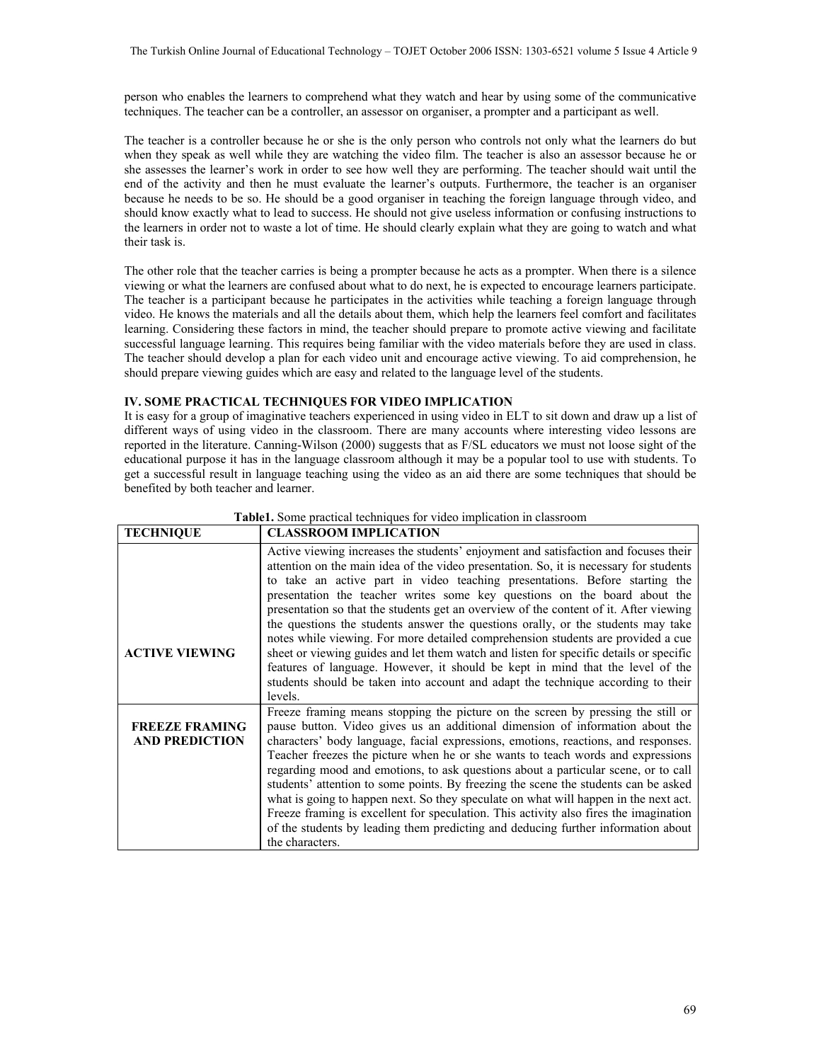person who enables the learners to comprehend what they watch and hear by using some of the communicative techniques. The teacher can be a controller, an assessor on organiser, a prompter and a participant as well.

The teacher is a controller because he or she is the only person who controls not only what the learners do but when they speak as well while they are watching the video film. The teacher is also an assessor because he or she assesses the learner's work in order to see how well they are performing. The teacher should wait until the end of the activity and then he must evaluate the learner's outputs. Furthermore, the teacher is an organiser because he needs to be so. He should be a good organiser in teaching the foreign language through video, and should know exactly what to lead to success. He should not give useless information or confusing instructions to the learners in order not to waste a lot of time. He should clearly explain what they are going to watch and what their task is.

The other role that the teacher carries is being a prompter because he acts as a prompter. When there is a silence viewing or what the learners are confused about what to do next, he is expected to encourage learners participate. The teacher is a participant because he participates in the activities while teaching a foreign language through video. He knows the materials and all the details about them, which help the learners feel comfort and facilitates learning. Considering these factors in mind, the teacher should prepare to promote active viewing and facilitate successful language learning. This requires being familiar with the video materials before they are used in class. The teacher should develop a plan for each video unit and encourage active viewing. To aid comprehension, he should prepare viewing guides which are easy and related to the language level of the students.

## IV. SOME PRACTICAL TECHNIQUES FOR VIDEO IMPLICATION

It is easy for a group of imaginative teachers experienced in using video in ELT to sit down and draw up a list of different ways of using video in the classroom. There are many accounts where interesting video lessons are reported in the literature. Canning-Wilson (2000) suggests that as F/SL educators we must not loose sight of the educational purpose it has in the language classroom although it may be a popular tool to use with students. To get a successful result in language teaching using the video as an aid there are some techniques that should be benefited by both teacher and learner.

**Table1.** Some practical techniques for video implication in classroom

| TECHNIQUE | CLASSROOM IMPLICATION |
| --- | --- |
| **ACTIVE VIEWING** | Active viewing increases the students' enjoyment and satisfaction and focuses their attention on the main idea of the video presentation. So, it is necessary for students to take an active part in video teaching presentations. Before starting the presentation the teacher writes some key questions on the board about the presentation so that the students get an overview of the content of it. After viewing the questions the students answer the questions orally, or the students may take notes while viewing. For more detailed comprehension students are provided a cue sheet or viewing guides and let them watch and listen for specific details or specific features of language. However, it should be kept in mind that the level of the students should be taken into account and adapt the technique according to their levels. |
| **FREEZE FRAMING AND PREDICTION** | Freeze framing means stopping the picture on the screen by pressing the still or pause button. Video gives us an additional dimension of information about the characters' body language, facial expressions, emotions, reactions, and responses. Teacher freezes the picture when he or she wants to teach words and expressions regarding mood and emotions, to ask questions about a particular scene, or to call students' attention to some points. By freezing the scene the students can be asked what is going to happen next. So they speculate on what will happen in the next act. Freeze framing is excellent for speculation. This activity also fires the imagination of the students by leading them predicting and deducing further information about the characters. |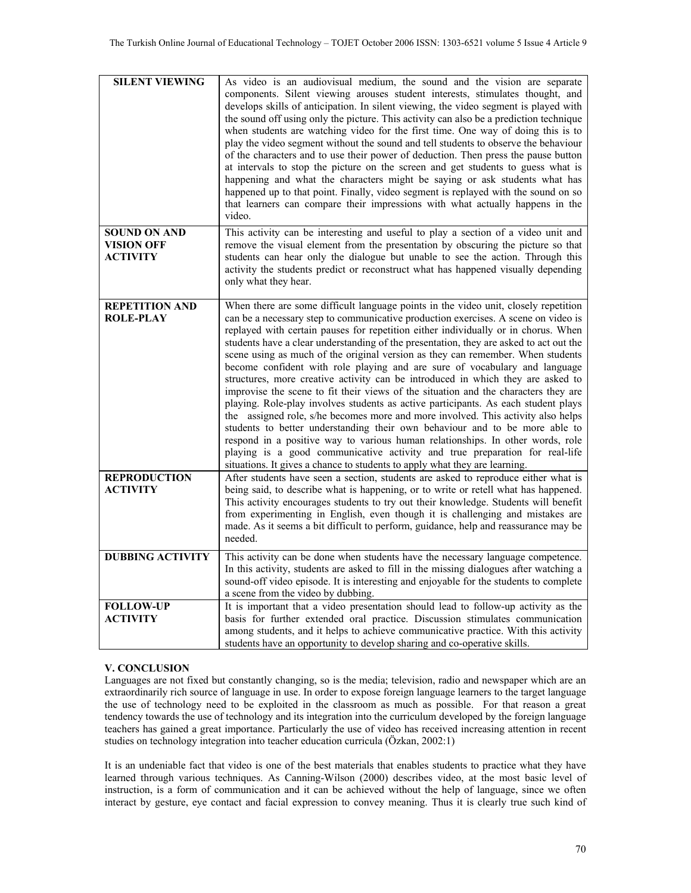| | |
|---|---|
| **SILENT VIEWING** | As video is an audiovisual medium, the sound and the vision are separate components. Silent viewing arouses student interests, stimulates thought, and develops skills of anticipation. In silent viewing, the video segment is played with the sound off using only the picture. This activity can also be a prediction technique when students are watching video for the first time. One way of doing this is to play the video segment without the sound and tell students to observe the behaviour of the characters and to use their power of deduction. Then press the pause button at intervals to stop the picture on the screen and get students to guess what is happening and what the characters might be saying or ask students what has happened up to that point. Finally, video segment is replayed with the sound on so that learners can compare their impressions with what actually happens in the video. |
| **SOUND ON AND VISION OFF ACTIVITY** | This activity can be interesting and useful to play a section of a video unit and remove the visual element from the presentation by obscuring the picture so that students can hear only the dialogue but unable to see the action. Through this activity the students predict or reconstruct what has happened visually depending only what they hear. |
| **REPETITION AND ROLE-PLAY** | When there are some difficult language points in the video unit, closely repetition can be a necessary step to communicative production exercises. A scene on video is replayed with certain pauses for repetition either individually or in chorus. When students have a clear understanding of the presentation, they are asked to act out the scene using as much of the original version as they can remember. When students become confident with role playing and are sure of vocabulary and language structures, more creative activity can be introduced in which they are asked to improvise the scene to fit their views of the situation and the characters they are playing. Role-play involves students as active participants. As each student plays the assigned role, s/he becomes more and more involved. This activity also helps students to better understanding their own behaviour and to be more able to respond in a positive way to various human relationships. In other words, role playing is a good communicative activity and true preparation for real-life situations. It gives a chance to students to apply what they are learning. |
| **REPRODUCTION ACTIVITY** | After students have seen a section, students are asked to reproduce either what is being said, to describe what is happening, or to write or retell what has happened. This activity encourages students to try out their knowledge. Students will benefit from experimenting in English, even though it is challenging and mistakes are made. As it seems a bit difficult to perform, guidance, help and reassurance may be needed. |
| **DUBBING ACTIVITY** | This activity can be done when students have the necessary language competence. In this activity, students are asked to fill in the missing dialogues after watching a sound-off video episode. It is interesting and enjoyable for the students to complete a scene from the video by dubbing. |
| **FOLLOW-UP ACTIVITY** | It is important that a video presentation should lead to follow-up activity as the basis for further extended oral practice. Discussion stimulates communication among students, and it helps to achieve communicative practice. With this activity students have an opportunity to develop sharing and co-operative skills. |

## V. CONCLUSION

Languages are not fixed but constantly changing, so is the media; television, radio and newspaper which are an extraordinarily rich source of language in use. In order to expose foreign language learners to the target language the use of technology need to be exploited in the classroom as much as possible. For that reason a great tendency towards the use of technology and its integration into the curriculum developed by the foreign language teachers has gained a great importance. Particularly the use of video has received increasing attention in recent studies on technology integration into teacher education curricula (Özkan, 2002:1)

It is an undeniable fact that video is one of the best materials that enables students to practice what they have learned through various techniques. As Canning-Wilson (2000) describes video, at the most basic level of instruction, is a form of communication and it can be achieved without the help of language, since we often interact by gesture, eye contact and facial expression to convey meaning. Thus it is clearly true such kind of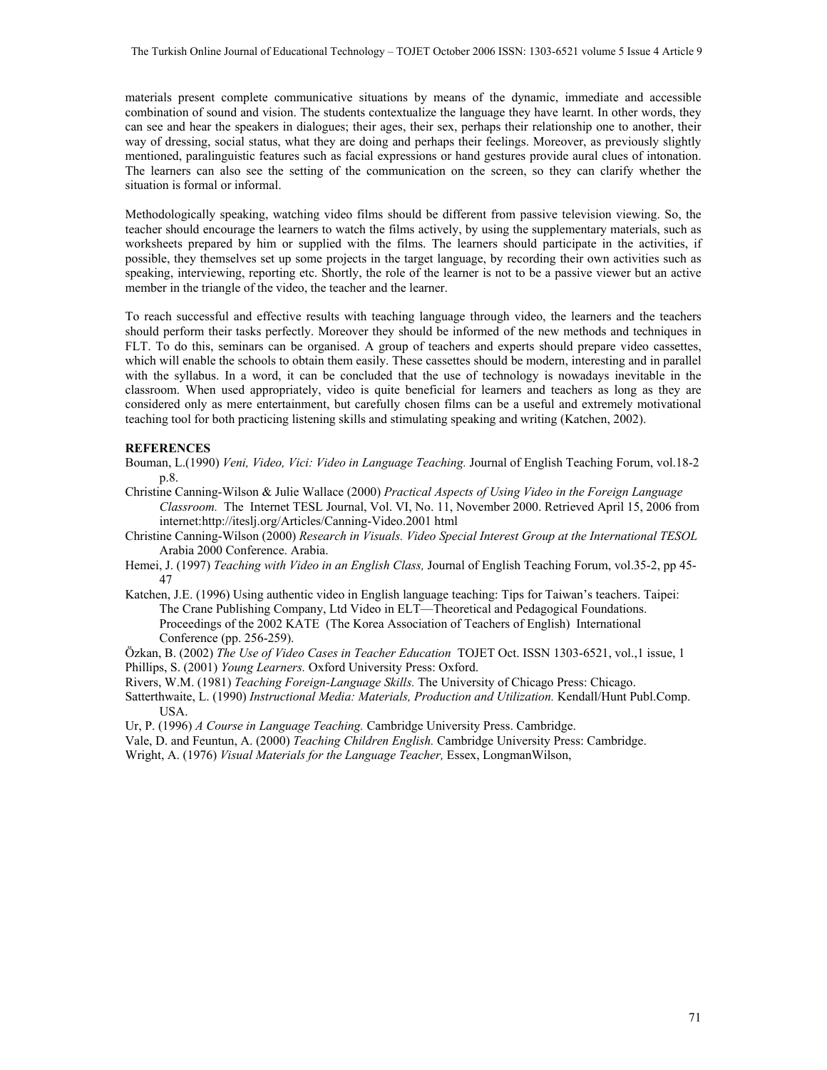materials present complete communicative situations by means of the dynamic, immediate and accessible combination of sound and vision. The students contextualize the language they have learnt. In other words, they can see and hear the speakers in dialogues; their ages, their sex, perhaps their relationship one to another, their way of dressing, social status, what they are doing and perhaps their feelings. Moreover, as previously slightly mentioned, paralinguistic features such as facial expressions or hand gestures provide aural clues of intonation. The learners can also see the setting of the communication on the screen, so they can clarify whether the situation is formal or informal.

Methodologically speaking, watching video films should be different from passive television viewing. So, the teacher should encourage the learners to watch the films actively, by using the supplementary materials, such as worksheets prepared by him or supplied with the films. The learners should participate in the activities, if possible, they themselves set up some projects in the target language, by recording their own activities such as speaking, interviewing, reporting etc. Shortly, the role of the learner is not to be a passive viewer but an active member in the triangle of the video, the teacher and the learner.

To reach successful and effective results with teaching language through video, the learners and the teachers should perform their tasks perfectly. Moreover they should be informed of the new methods and techniques in FLT. To do this, seminars can be organised. A group of teachers and experts should prepare video cassettes, which will enable the schools to obtain them easily. These cassettes should be modern, interesting and in parallel with the syllabus. In a word, it can be concluded that the use of technology is nowadays inevitable in the classroom. When used appropriately, video is quite beneficial for learners and teachers as long as they are considered only as mere entertainment, but carefully chosen films can be a useful and extremely motivational teaching tool for both practicing listening skills and stimulating speaking and writing (Katchen, 2002).

**REFERENCES**

Bouman, L.(1990) *Veni, Video, Vici: Video in Language Teaching.* Journal of English Teaching Forum, vol.18-2 p.8.

Christine Canning-Wilson & Julie Wallace (2000) *Practical Aspects of Using Video in the Foreign Language Classroom.* The Internet TESL Journal, Vol. VI, No. 11, November 2000. Retrieved April 15, 2006 from internet:http://iteslj.org/Articles/Canning-Video.2001 html

Christine Canning-Wilson (2000) *Research in Visuals. Video Special Interest Group at the International TESOL* Arabia 2000 Conference. Arabia.

Hemei, J. (1997) *Teaching with Video in an English Class,* Journal of English Teaching Forum, vol.35-2, pp 45-47

Katchen, J.E. (1996) Using authentic video in English language teaching: Tips for Taiwan's teachers. Taipei: The Crane Publishing Company, Ltd Video in ELT—Theoretical and Pedagogical Foundations. Proceedings of the 2002 KATE (The Korea Association of Teachers of English) International Conference (pp. 256-259).

Özkan, B. (2002) *The Use of Video Cases in Teacher Education* TOJET Oct. ISSN 1303-6521, vol.,1 issue, 1

Phillips, S. (2001) *Young Learners.* Oxford University Press: Oxford.

Rivers, W.M. (1981) *Teaching Foreign-Language Skills.* The University of Chicago Press: Chicago.

Satterthwaite, L. (1990) *Instructional Media: Materials, Production and Utilization.* Kendall/Hunt Publ.Comp. USA.

Ur, P. (1996) *A Course in Language Teaching.* Cambridge University Press. Cambridge.

Vale, D. and Feuntun, A. (2000) *Teaching Children English.* Cambridge University Press: Cambridge.

Wright, A. (1976) *Visual Materials for the Language Teacher,* Essex, LongmanWilson,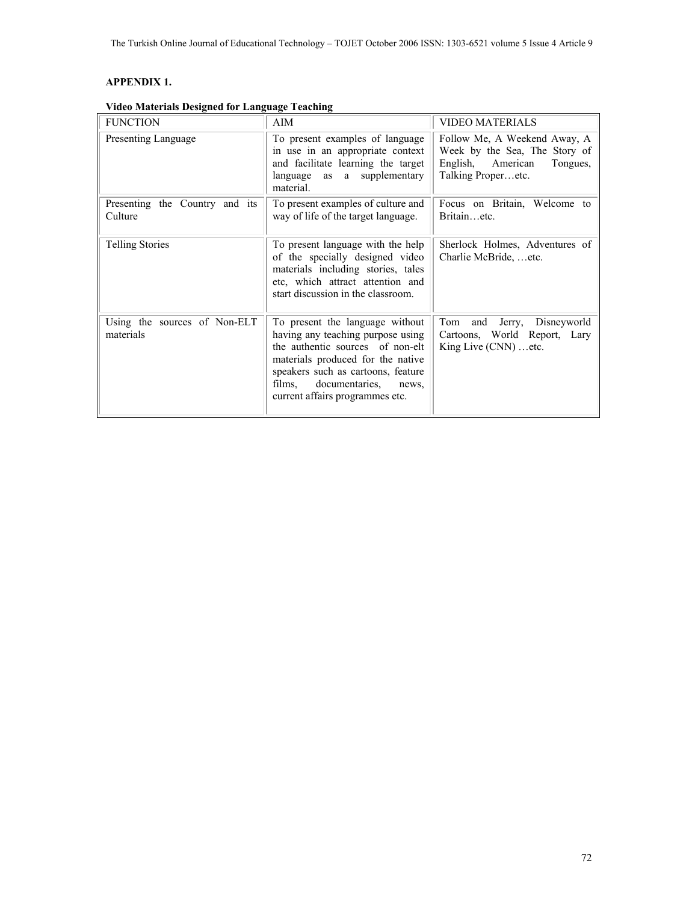**APPENDIX 1.**

**Video Materials Designed for Language Teaching**

| FUNCTION | AIM | VIDEO MATERIALS |
|---|---|---|
| Presenting Language | To present examples of language in use in an appropriate context and facilitate learning the target language as a supplementary material. | Follow Me, A Weekend Away, A Week by the Sea, The Story of English, American Tongues, Talking Proper…etc. |
| Presenting the Country and its Culture | To present examples of culture and way of life of the target language. | Focus on Britain, Welcome to Britain…etc. |
| Telling Stories | To present language with the help of the specially designed video materials including stories, tales etc, which attract attention and start discussion in the classroom. | Sherlock Holmes, Adventures of Charlie McBride, …etc. |
| Using the sources of Non-ELT materials | To present the language without having any teaching purpose using the authentic sources of non-elt materials produced for the native speakers such as cartoons, feature films, documentaries, news, current affairs programmes etc. | Tom and Jerry, Disneyworld Cartoons, World Report, Lary King Live (CNN) …etc. |